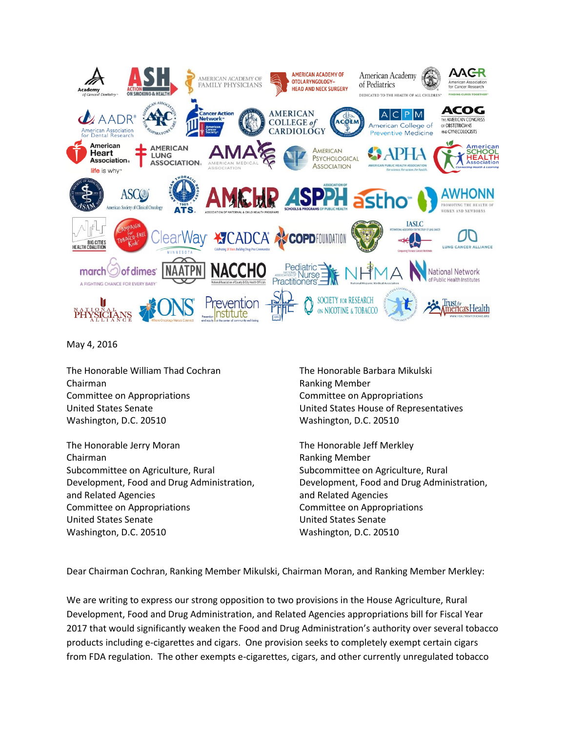May 4, 2016

The Honorable William Thad Cochran
Chairman
Committee on Appropriations
United States Senate
Washington, D.C. 20510

The Honorable Barbara Mikulski
Ranking Member
Committee on Appropriations
United States House of Representatives
Washington, D.C. 20510

The Honorable Jerry Moran
Chairman
Subcommittee on Agriculture, Rural Development, Food and Drug Administration, and Related Agencies
Committee on Appropriations
United States Senate
Washington, D.C. 20510

The Honorable Jeff Merkley
Ranking Member
Subcommittee on Agriculture, Rural Development, Food and Drug Administration, and Related Agencies
Committee on Appropriations
United States Senate
Washington, D.C. 20510

Dear Chairman Cochran, Ranking Member Mikulski, Chairman Moran, and Ranking Member Merkley:

We are writing to express our strong opposition to two provisions in the House Agriculture, Rural Development, Food and Drug Administration, and Related Agencies appropriations bill for Fiscal Year 2017 that would significantly weaken the Food and Drug Administration's authority over several tobacco products including e-cigarettes and cigars. One provision seeks to completely exempt certain cigars from FDA regulation. The other exempts e-cigarettes, cigars, and other currently unregulated tobacco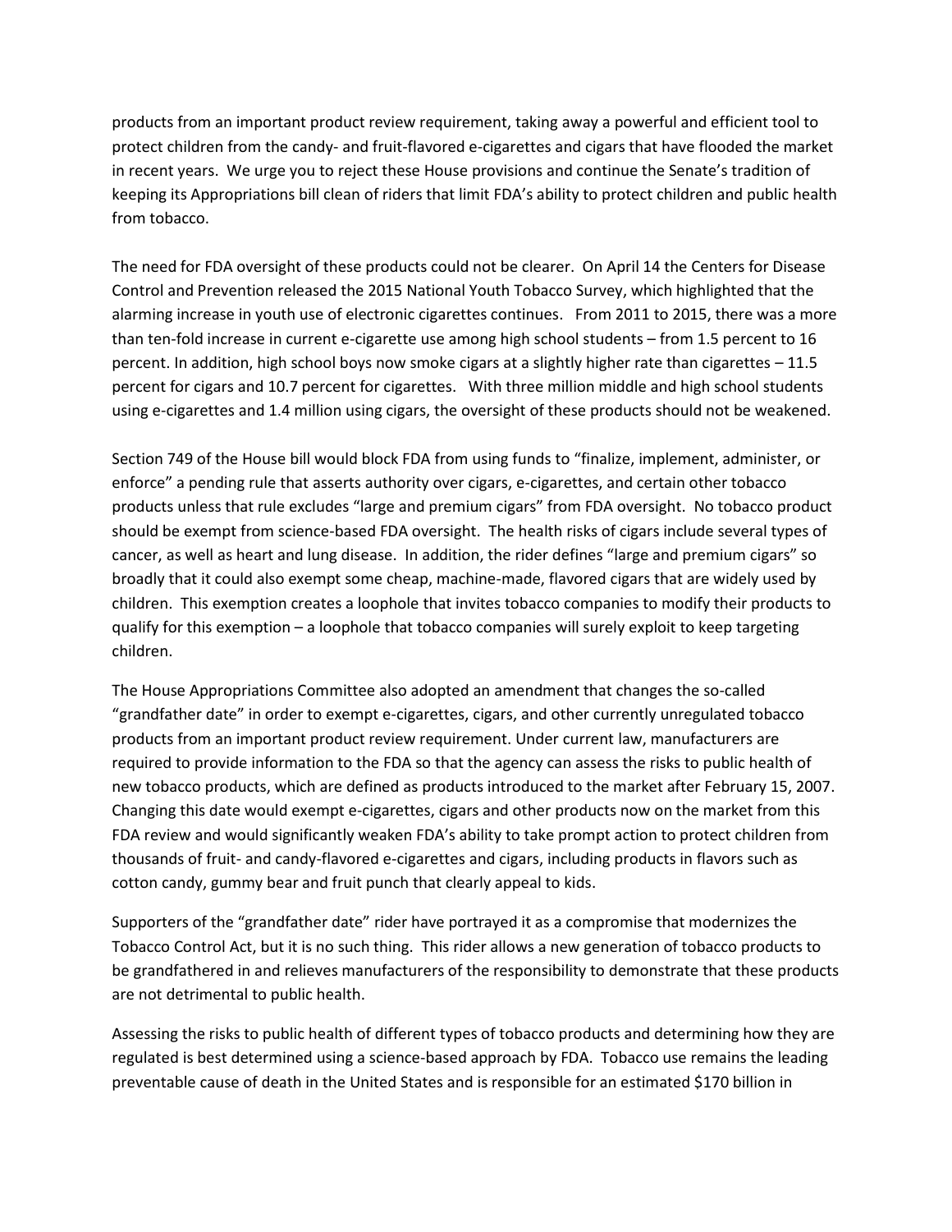products from an important product review requirement, taking away a powerful and efficient tool to protect children from the candy- and fruit-flavored e-cigarettes and cigars that have flooded the market in recent years. We urge you to reject these House provisions and continue the Senate's tradition of keeping its Appropriations bill clean of riders that limit FDA's ability to protect children and public health from tobacco.

The need for FDA oversight of these products could not be clearer. On April 14 the Centers for Disease Control and Prevention released the 2015 National Youth Tobacco Survey, which highlighted that the alarming increase in youth use of electronic cigarettes continues. From 2011 to 2015, there was a more than ten-fold increase in current e-cigarette use among high school students – from 1.5 percent to 16 percent. In addition, high school boys now smoke cigars at a slightly higher rate than cigarettes – 11.5 percent for cigars and 10.7 percent for cigarettes. With three million middle and high school students using e-cigarettes and 1.4 million using cigars, the oversight of these products should not be weakened.

Section 749 of the House bill would block FDA from using funds to "finalize, implement, administer, or enforce" a pending rule that asserts authority over cigars, e-cigarettes, and certain other tobacco products unless that rule excludes "large and premium cigars" from FDA oversight. No tobacco product should be exempt from science-based FDA oversight. The health risks of cigars include several types of cancer, as well as heart and lung disease. In addition, the rider defines "large and premium cigars" so broadly that it could also exempt some cheap, machine-made, flavored cigars that are widely used by children. This exemption creates a loophole that invites tobacco companies to modify their products to qualify for this exemption – a loophole that tobacco companies will surely exploit to keep targeting children.

The House Appropriations Committee also adopted an amendment that changes the so-called "grandfather date" in order to exempt e-cigarettes, cigars, and other currently unregulated tobacco products from an important product review requirement. Under current law, manufacturers are required to provide information to the FDA so that the agency can assess the risks to public health of new tobacco products, which are defined as products introduced to the market after February 15, 2007. Changing this date would exempt e-cigarettes, cigars and other products now on the market from this FDA review and would significantly weaken FDA's ability to take prompt action to protect children from thousands of fruit- and candy-flavored e-cigarettes and cigars, including products in flavors such as cotton candy, gummy bear and fruit punch that clearly appeal to kids.

Supporters of the "grandfather date" rider have portrayed it as a compromise that modernizes the Tobacco Control Act, but it is no such thing. This rider allows a new generation of tobacco products to be grandfathered in and relieves manufacturers of the responsibility to demonstrate that these products are not detrimental to public health.

Assessing the risks to public health of different types of tobacco products and determining how they are regulated is best determined using a science-based approach by FDA. Tobacco use remains the leading preventable cause of death in the United States and is responsible for an estimated $170 billion in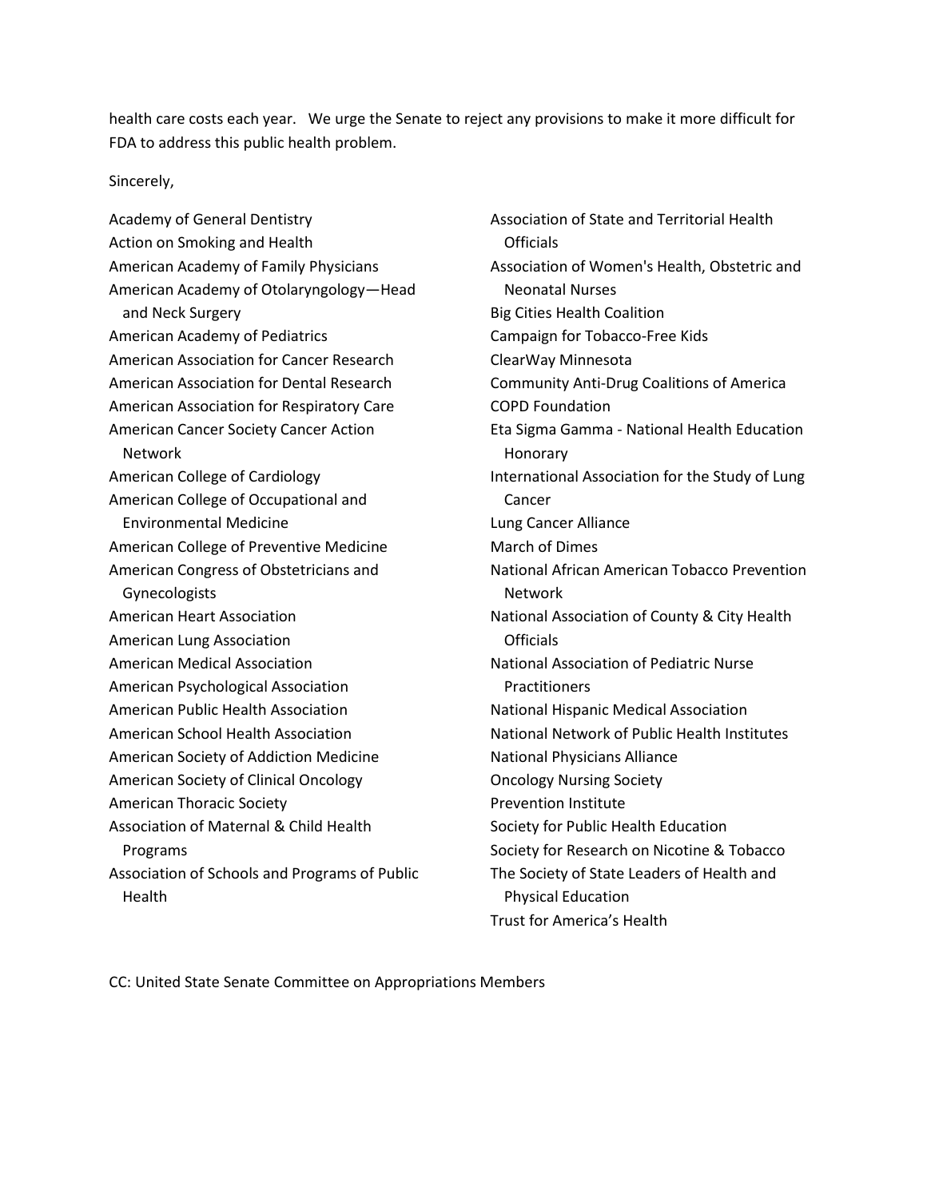health care costs each year. We urge the Senate to reject any provisions to make it more difficult for FDA to address this public health problem.

Sincerely,

Academy of General Dentistry
Action on Smoking and Health
American Academy of Family Physicians
American Academy of Otolaryngology—Head and Neck Surgery
American Academy of Pediatrics
American Association for Cancer Research
American Association for Dental Research
American Association for Respiratory Care
American Cancer Society Cancer Action Network
American College of Cardiology
American College of Occupational and Environmental Medicine
American College of Preventive Medicine
American Congress of Obstetricians and Gynecologists
American Heart Association
American Lung Association
American Medical Association
American Psychological Association
American Public Health Association
American School Health Association
American Society of Addiction Medicine
American Society of Clinical Oncology
American Thoracic Society
Association of Maternal & Child Health Programs
Association of Schools and Programs of Public Health
Association of State and Territorial Health Officials
Association of Women's Health, Obstetric and Neonatal Nurses
Big Cities Health Coalition
Campaign for Tobacco-Free Kids
ClearWay Minnesota
Community Anti-Drug Coalitions of America
COPD Foundation
Eta Sigma Gamma - National Health Education Honorary
International Association for the Study of Lung Cancer
Lung Cancer Alliance
March of Dimes
National African American Tobacco Prevention Network
National Association of County & City Health Officials
National Association of Pediatric Nurse Practitioners
National Hispanic Medical Association
National Network of Public Health Institutes
National Physicians Alliance
Oncology Nursing Society
Prevention Institute
Society for Public Health Education
Society for Research on Nicotine & Tobacco
The Society of State Leaders of Health and Physical Education
Trust for America's Health

CC: United State Senate Committee on Appropriations Members